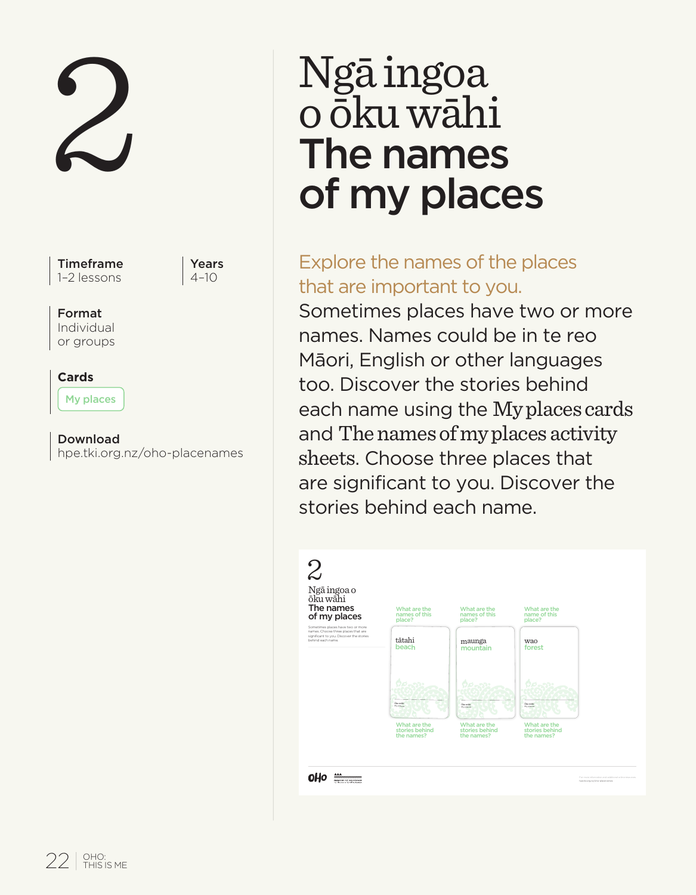# 2

# Ngā ingoa o ōku wāhi
# The names of my places

**Timeframe**
1–2 lessons

**Years**
4–10

**Format**
Individual or groups

**Cards**
My places

**Download**
hpe.tki.org.nz/oho-placenames

Explore the names of the places that are important to you.

Sometimes places have two or more names. Names could be in te reo Māori, English or other languages too. Discover the stories behind each name using the My places cards and The names of my places activity sheets. Choose three places that are significant to you. Discover the stories behind each name.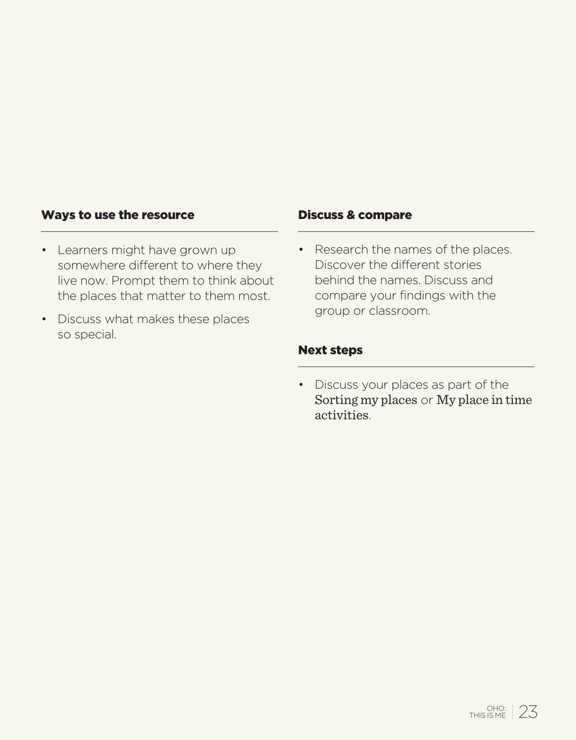### Ways to use the resource

- Learners might have grown up somewhere different to where they live now. Prompt them to think about the places that matter to them most.
- Discuss what makes these places so special.

### Discuss & compare

- Research the names of the places. Discover the different stories behind the names. Discuss and compare your findings with the group or classroom.

### Next steps

- Discuss your places as part of the Sorting my places or My place in time activities.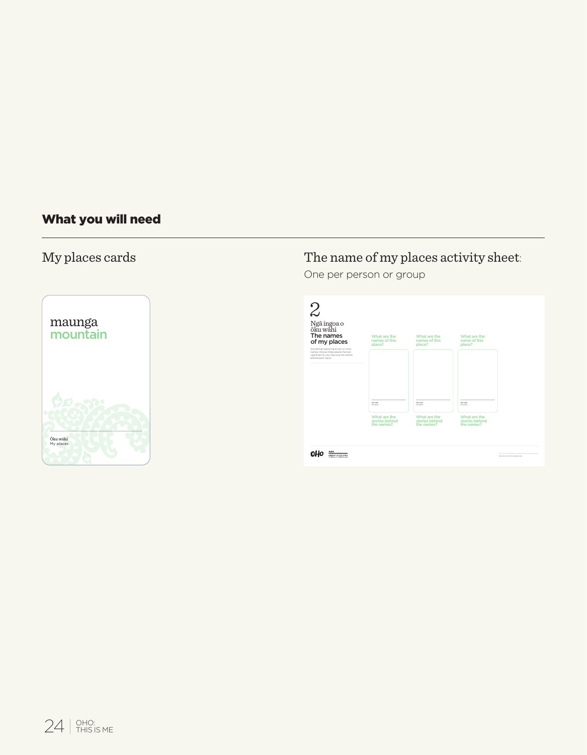## What you will need

### My places cards

maunga
mountain

Ōku wāhi
My places

### The name of my places activity sheet:

One per person or group

2

Ngā ingoa o ōku wāhi
The names of my places

Sometimes places have two or more names. Choose three places that are significant to you. Discover the stories behind each name.

What are the names of this place?

What are the names of this place?

What are the name of this place?

What are the stories behind the names?

What are the stories behind the names?

What are the stories behind the names?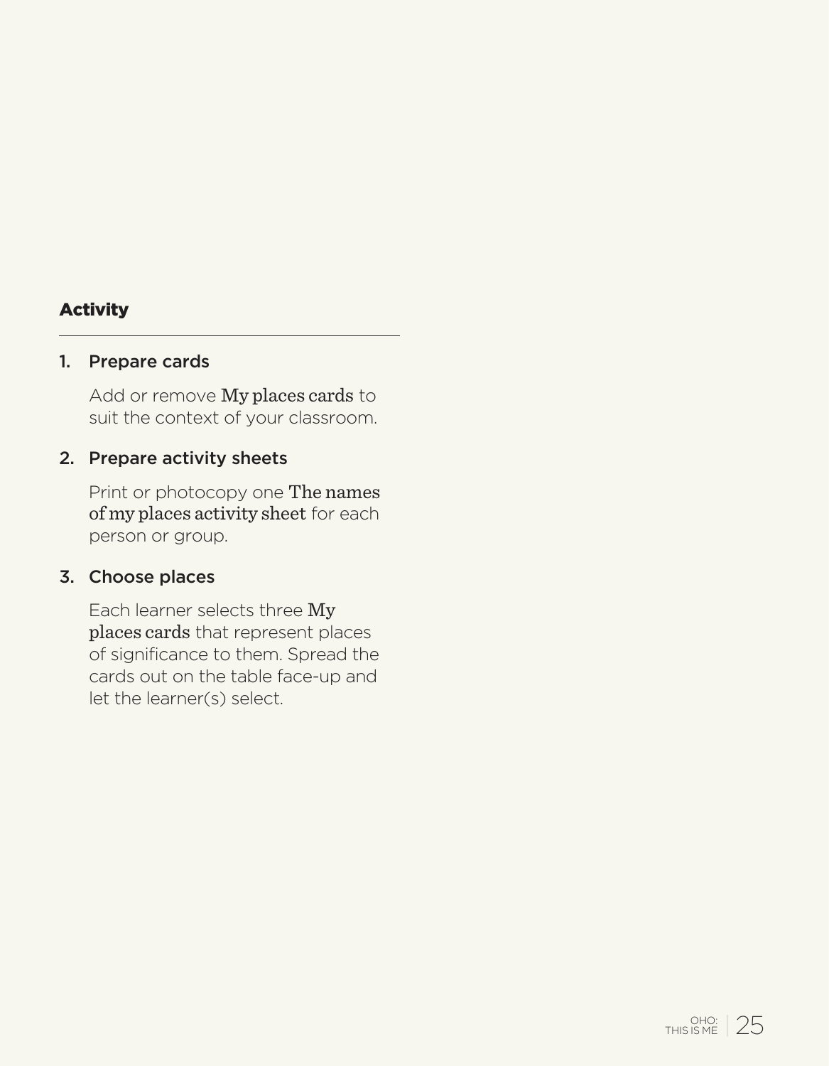## Activity

1. **Prepare cards**

   Add or remove **My places cards** to suit the context of your classroom.

2. **Prepare activity sheets**

   Print or photocopy one **The names of my places activity sheet** for each person or group.

3. **Choose places**

   Each learner selects three **My places cards** that represent places of significance to them. Spread the cards out on the table face-up and let the learner(s) select.